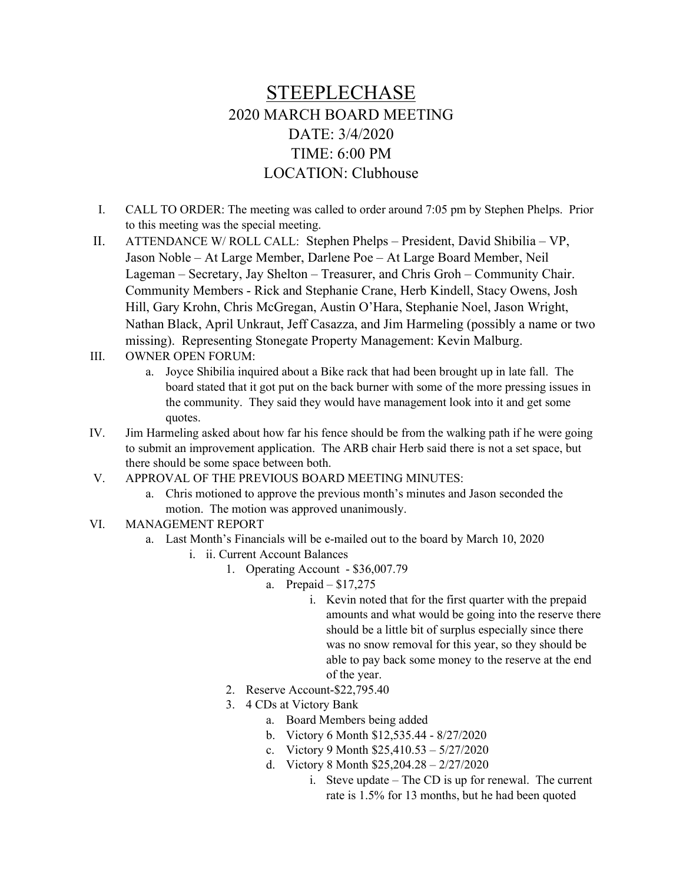# STEEPLECHASE

## 2020 MARCH BOARD MEETING
## DATE: 3/4/2020
## TIME: 6:00 PM
## LOCATION: Clubhouse

I. CALL TO ORDER: The meeting was called to order around 7:05 pm by Stephen Phelps. Prior to this meeting was the special meeting.

II. ATTENDANCE W/ ROLL CALL: Stephen Phelps – President, David Shibilia – VP, Jason Noble – At Large Member, Darlene Poe – At Large Board Member, Neil Lageman – Secretary, Jay Shelton – Treasurer, and Chris Groh – Community Chair. Community Members - Rick and Stephanie Crane, Herb Kindell, Stacy Owens, Josh Hill, Gary Krohn, Chris McGregan, Austin O'Hara, Stephanie Noel, Jason Wright, Nathan Black, April Unkraut, Jeff Casazza, and Jim Harmeling (possibly a name or two missing). Representing Stonegate Property Management: Kevin Malburg.

III. OWNER OPEN FORUM:
   a. Joyce Shibilia inquired about a Bike rack that had been brought up in late fall. The board stated that it got put on the back burner with some of the more pressing issues in the community. They said they would have management look into it and get some quotes.

IV. Jim Harmeling asked about how far his fence should be from the walking path if he were going to submit an improvement application. The ARB chair Herb said there is not a set space, but there should be some space between both.

V. APPROVAL OF THE PREVIOUS BOARD MEETING MINUTES:
   a. Chris motioned to approve the previous month's minutes and Jason seconded the motion. The motion was approved unanimously.

VI. MANAGEMENT REPORT
   a. Last Month's Financials will be e-mailed out to the board by March 10, 2020
      i. ii. Current Account Balances
         1. Operating Account - $36,007.79
            a. Prepaid – $17,275
               i. Kevin noted that for the first quarter with the prepaid amounts and what would be going into the reserve there should be a little bit of surplus especially since there was no snow removal for this year, so they should be able to pay back some money to the reserve at the end of the year.
         2. Reserve Account-$22,795.40
         3. 4 CDs at Victory Bank
            a. Board Members being added
            b. Victory 6 Month $12,535.44 - 8/27/2020
            c. Victory 9 Month $25,410.53 – 5/27/2020
            d. Victory 8 Month $25,204.28 – 2/27/2020
               i. Steve update – The CD is up for renewal. The current rate is 1.5% for 13 months, but he had been quoted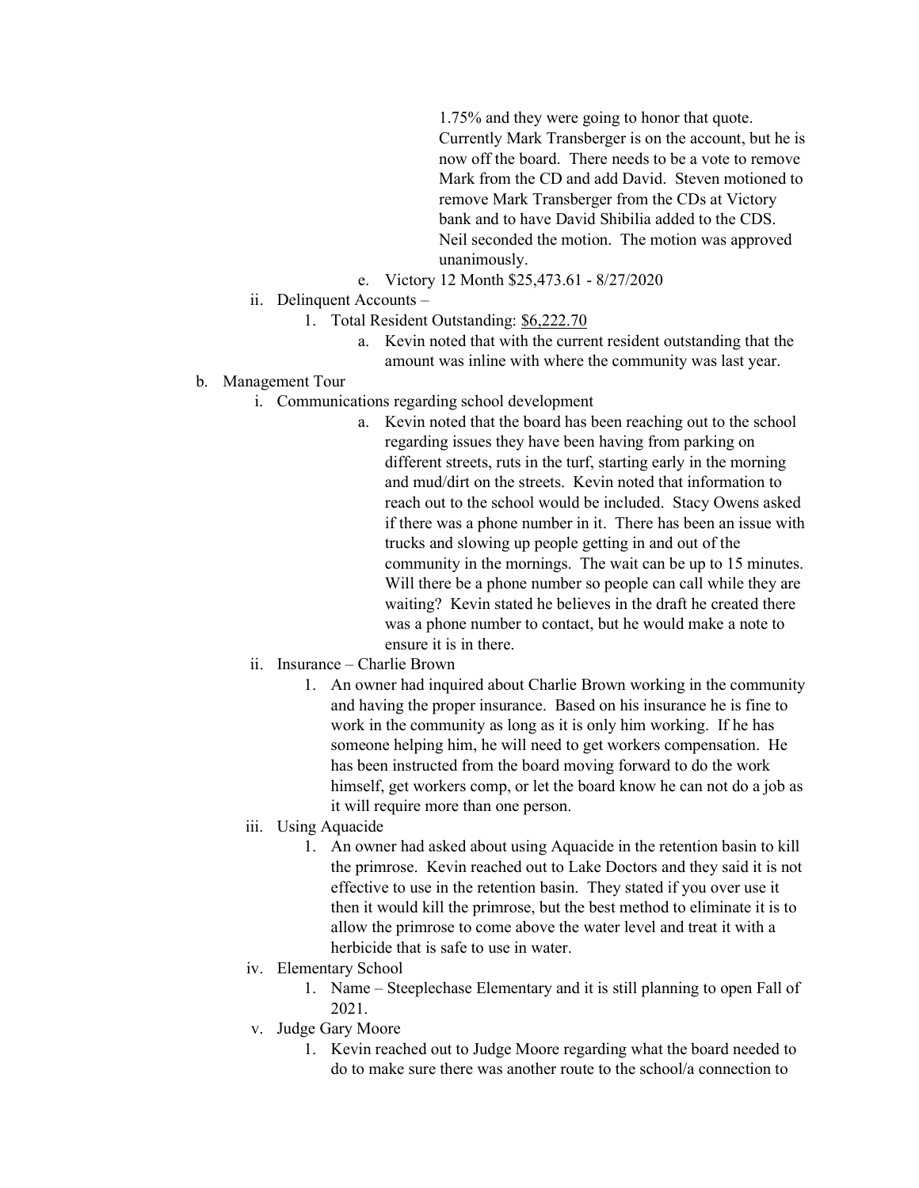1.75% and they were going to honor that quote. Currently Mark Transberger is on the account, but he is now off the board. There needs to be a vote to remove Mark from the CD and add David. Steven motioned to remove Mark Transberger from the CDs at Victory bank and to have David Shibilia added to the CDS. Neil seconded the motion. The motion was approved unanimously.

e. Victory 12 Month $25,473.61 - 8/27/2020

ii. Delinquent Accounts –

1. Total Resident Outstanding: $6,222.70

a. Kevin noted that with the current resident outstanding that the amount was inline with where the community was last year.

b. Management Tour

i. Communications regarding school development

a. Kevin noted that the board has been reaching out to the school regarding issues they have been having from parking on different streets, ruts in the turf, starting early in the morning and mud/dirt on the streets. Kevin noted that information to reach out to the school would be included. Stacy Owens asked if there was a phone number in it. There has been an issue with trucks and slowing up people getting in and out of the community in the mornings. The wait can be up to 15 minutes. Will there be a phone number so people can call while they are waiting? Kevin stated he believes in the draft he created there was a phone number to contact, but he would make a note to ensure it is in there.

ii. Insurance – Charlie Brown

1. An owner had inquired about Charlie Brown working in the community and having the proper insurance. Based on his insurance he is fine to work in the community as long as it is only him working. If he has someone helping him, he will need to get workers compensation. He has been instructed from the board moving forward to do the work himself, get workers comp, or let the board know he can not do a job as it will require more than one person.

iii. Using Aquacide

1. An owner had asked about using Aquacide in the retention basin to kill the primrose. Kevin reached out to Lake Doctors and they said it is not effective to use in the retention basin. They stated if you over use it then it would kill the primrose, but the best method to eliminate it is to allow the primrose to come above the water level and treat it with a herbicide that is safe to use in water.

iv. Elementary School

1. Name – Steeplechase Elementary and it is still planning to open Fall of 2021.

v. Judge Gary Moore

1. Kevin reached out to Judge Moore regarding what the board needed to do to make sure there was another route to the school/a connection to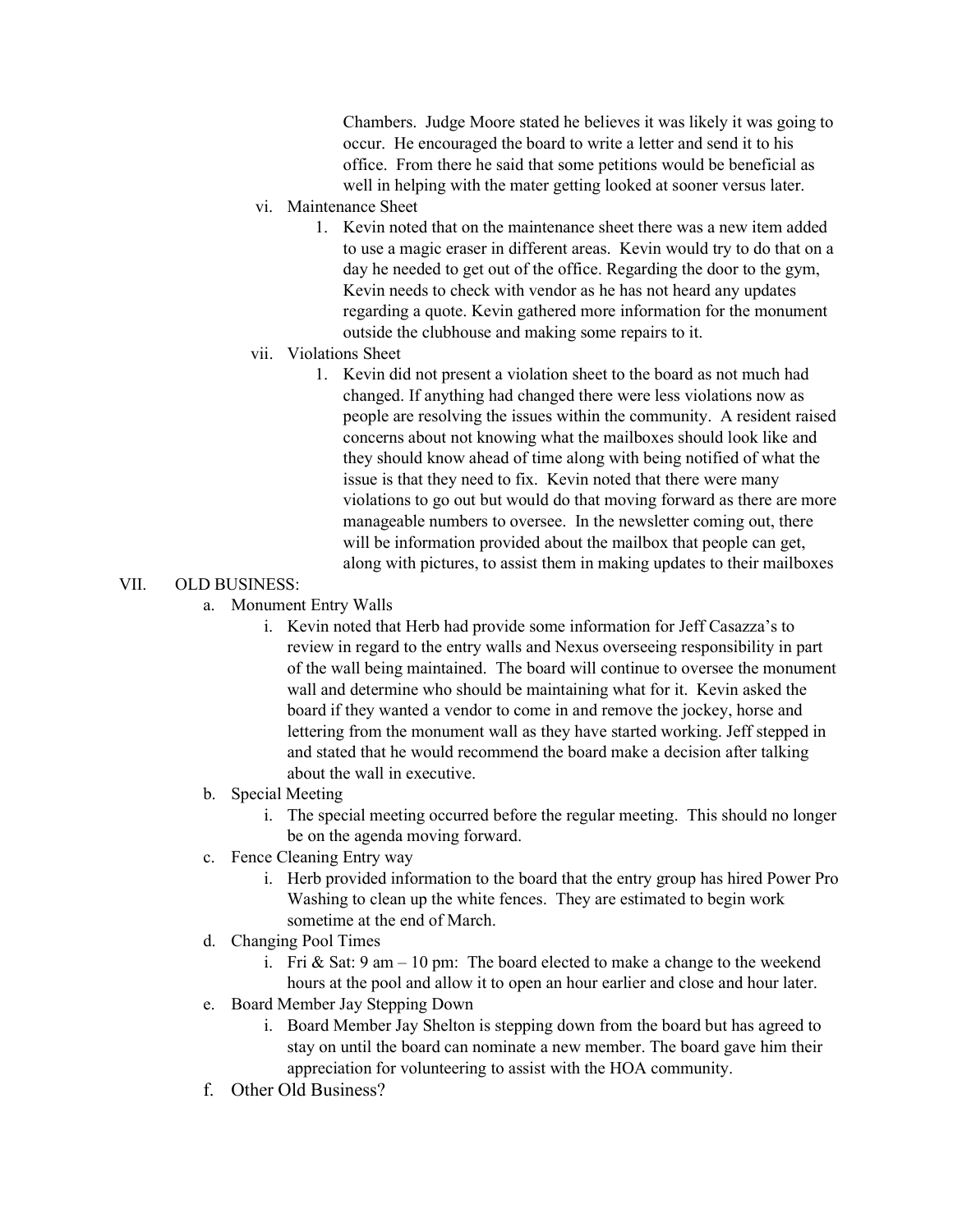Chambers. Judge Moore stated he believes it was likely it was going to occur. He encouraged the board to write a letter and send it to his office. From there he said that some petitions would be beneficial as well in helping with the mater getting looked at sooner versus later.

vi. Maintenance Sheet

1. Kevin noted that on the maintenance sheet there was a new item added to use a magic eraser in different areas. Kevin would try to do that on a day he needed to get out of the office. Regarding the door to the gym, Kevin needs to check with vendor as he has not heard any updates regarding a quote. Kevin gathered more information for the monument outside the clubhouse and making some repairs to it.

vii. Violations Sheet

1. Kevin did not present a violation sheet to the board as not much had changed. If anything had changed there were less violations now as people are resolving the issues within the community. A resident raised concerns about not knowing what the mailboxes should look like and they should know ahead of time along with being notified of what the issue is that they need to fix. Kevin noted that there were many violations to go out but would do that moving forward as there are more manageable numbers to oversee. In the newsletter coming out, there will be information provided about the mailbox that people can get, along with pictures, to assist them in making updates to their mailboxes

VII. OLD BUSINESS:

a. Monument Entry Walls

i. Kevin noted that Herb had provide some information for Jeff Casazza's to review in regard to the entry walls and Nexus overseeing responsibility in part of the wall being maintained. The board will continue to oversee the monument wall and determine who should be maintaining what for it. Kevin asked the board if they wanted a vendor to come in and remove the jockey, horse and lettering from the monument wall as they have started working. Jeff stepped in and stated that he would recommend the board make a decision after talking about the wall in executive.

b. Special Meeting

i. The special meeting occurred before the regular meeting. This should no longer be on the agenda moving forward.

c. Fence Cleaning Entry way

i. Herb provided information to the board that the entry group has hired Power Pro Washing to clean up the white fences. They are estimated to begin work sometime at the end of March.

d. Changing Pool Times

i. Fri & Sat: 9 am – 10 pm: The board elected to make a change to the weekend hours at the pool and allow it to open an hour earlier and close and hour later.

e. Board Member Jay Stepping Down

i. Board Member Jay Shelton is stepping down from the board but has agreed to stay on until the board can nominate a new member. The board gave him their appreciation for volunteering to assist with the HOA community.

f. Other Old Business?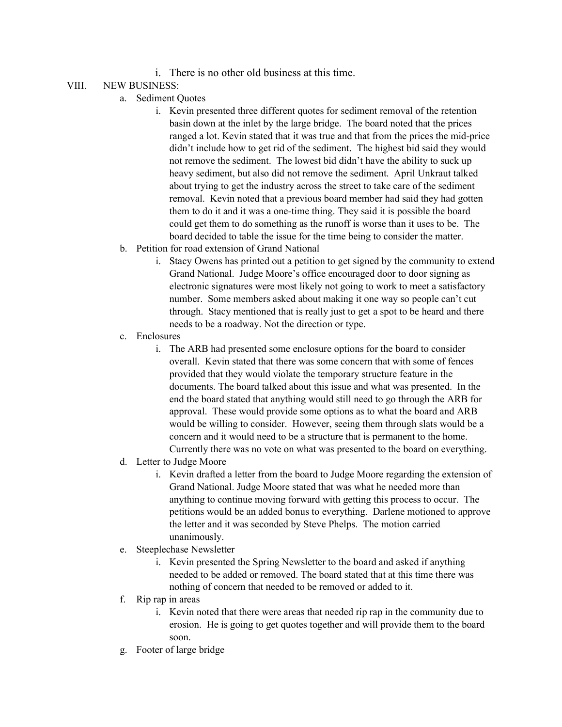i. There is no other old business at this time.

VIII. NEW BUSINESS:

   a. Sediment Quotes
      i. Kevin presented three different quotes for sediment removal of the retention basin down at the inlet by the large bridge. The board noted that the prices ranged a lot. Kevin stated that it was true and that from the prices the mid-price didn't include how to get rid of the sediment. The highest bid said they would not remove the sediment. The lowest bid didn't have the ability to suck up heavy sediment, but also did not remove the sediment. April Unkraut talked about trying to get the industry across the street to take care of the sediment removal. Kevin noted that a previous board member had said they had gotten them to do it and it was a one-time thing. They said it is possible the board could get them to do something as the runoff is worse than it uses to be. The board decided to table the issue for the time being to consider the matter.

   b. Petition for road extension of Grand National
      i. Stacy Owens has printed out a petition to get signed by the community to extend Grand National. Judge Moore's office encouraged door to door signing as electronic signatures were most likely not going to work to meet a satisfactory number. Some members asked about making it one way so people can't cut through. Stacy mentioned that is really just to get a spot to be heard and there needs to be a roadway. Not the direction or type.

   c. Enclosures
      i. The ARB had presented some enclosure options for the board to consider overall. Kevin stated that there was some concern that with some of fences provided that they would violate the temporary structure feature in the documents. The board talked about this issue and what was presented. In the end the board stated that anything would still need to go through the ARB for approval. These would provide some options as to what the board and ARB would be willing to consider. However, seeing them through slats would be a concern and it would need to be a structure that is permanent to the home. Currently there was no vote on what was presented to the board on everything.

   d. Letter to Judge Moore
      i. Kevin drafted a letter from the board to Judge Moore regarding the extension of Grand National. Judge Moore stated that was what he needed more than anything to continue moving forward with getting this process to occur. The petitions would be an added bonus to everything. Darlene motioned to approve the letter and it was seconded by Steve Phelps. The motion carried unanimously.

   e. Steeplechase Newsletter
      i. Kevin presented the Spring Newsletter to the board and asked if anything needed to be added or removed. The board stated that at this time there was nothing of concern that needed to be removed or added to it.

   f. Rip rap in areas
      i. Kevin noted that there were areas that needed rip rap in the community due to erosion. He is going to get quotes together and will provide them to the board soon.

   g. Footer of large bridge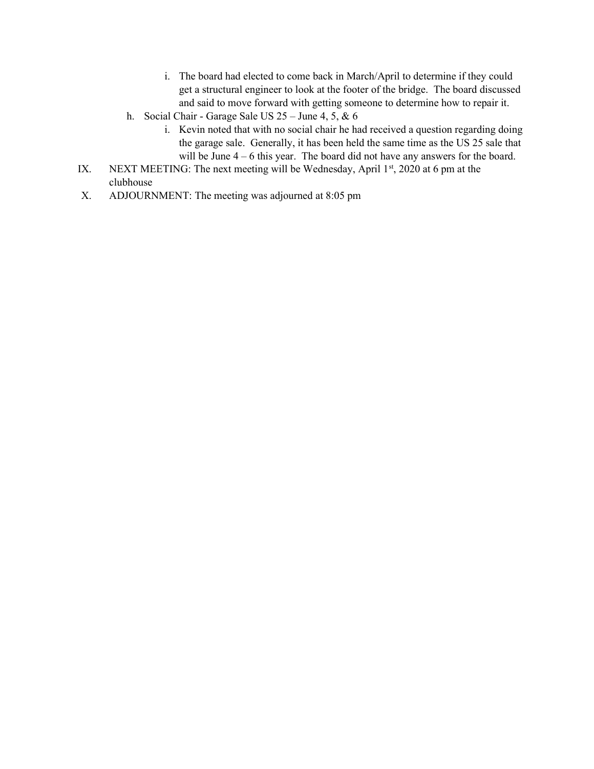i. The board had elected to come back in March/April to determine if they could get a structural engineer to look at the footer of the bridge. The board discussed and said to move forward with getting someone to determine how to repair it.

    h. Social Chair - Garage Sale US 25 – June 4, 5, & 6

        i. Kevin noted that with no social chair he had received a question regarding doing the garage sale. Generally, it has been held the same time as the US 25 sale that will be June 4 – 6 this year. The board did not have any answers for the board.

IX. NEXT MEETING: The next meeting will be Wednesday, April 1st, 2020 at 6 pm at the clubhouse

X. ADJOURNMENT: The meeting was adjourned at 8:05 pm